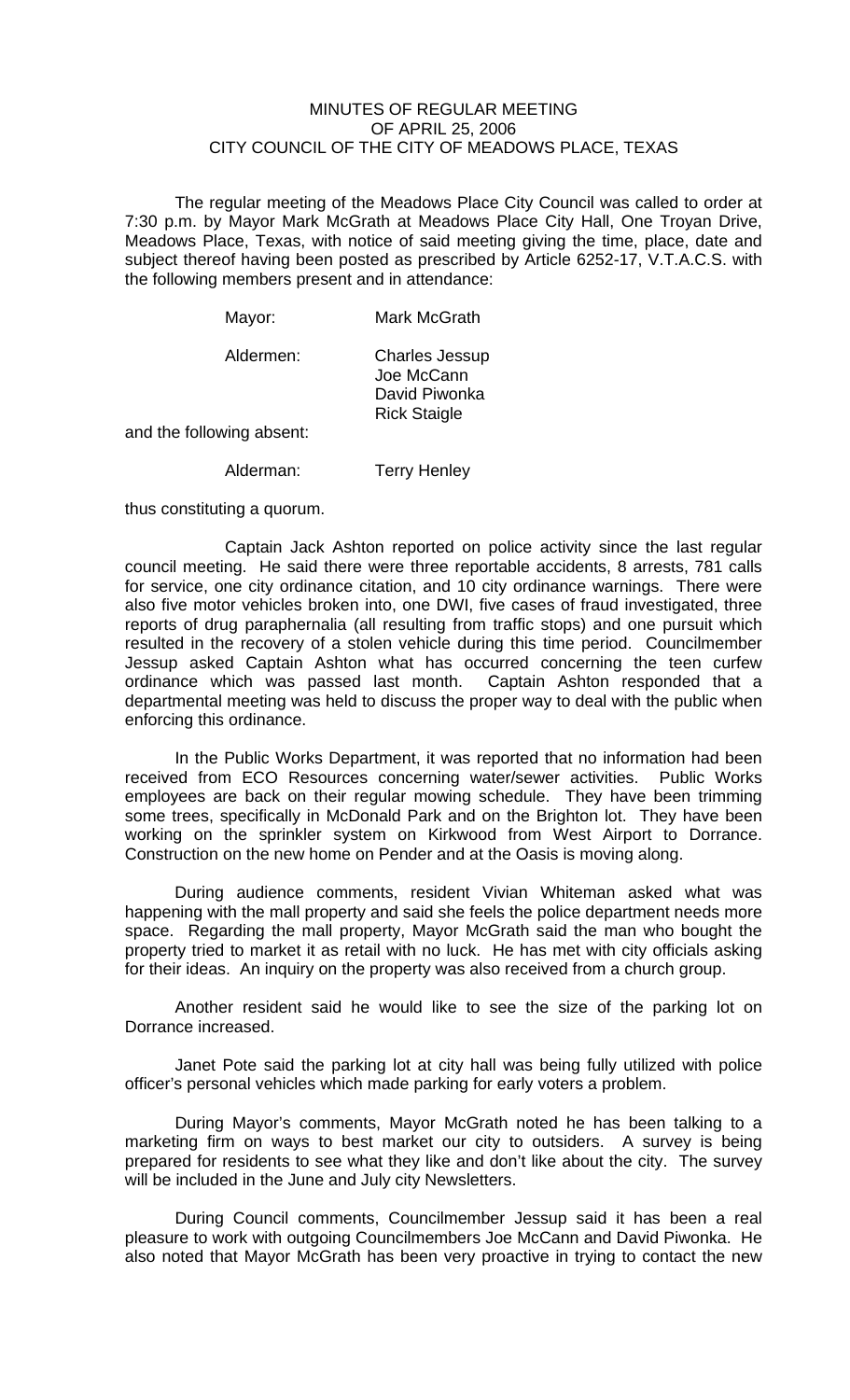# MINUTES OF REGULAR MEETING
## OF APRIL 25, 2006
## CITY COUNCIL OF THE CITY OF MEADOWS PLACE, TEXAS

The regular meeting of the Meadows Place City Council was called to order at 7:30 p.m. by Mayor Mark McGrath at Meadows Place City Hall, One Troyan Drive, Meadows Place, Texas, with notice of said meeting giving the time, place, date and subject thereof having been posted as prescribed by Article 6252-17, V.T.A.C.S. with the following members present and in attendance:

| | |
|---|---|
| Mayor: | Mark McGrath |
| Aldermen: | Charles Jessup<br>Joe McCann<br>David Piwonka<br>Rick Staigle |

and the following absent:

| | |
|---|---|
| Alderman: | Terry Henley |

thus constituting a quorum.

Captain Jack Ashton reported on police activity since the last regular council meeting. He said there were three reportable accidents, 8 arrests, 781 calls for service, one city ordinance citation, and 10 city ordinance warnings. There were also five motor vehicles broken into, one DWI, five cases of fraud investigated, three reports of drug paraphernalia (all resulting from traffic stops) and one pursuit which resulted in the recovery of a stolen vehicle during this time period. Councilmember Jessup asked Captain Ashton what has occurred concerning the teen curfew ordinance which was passed last month. Captain Ashton responded that a departmental meeting was held to discuss the proper way to deal with the public when enforcing this ordinance.

In the Public Works Department, it was reported that no information had been received from ECO Resources concerning water/sewer activities. Public Works employees are back on their regular mowing schedule. They have been trimming some trees, specifically in McDonald Park and on the Brighton lot. They have been working on the sprinkler system on Kirkwood from West Airport to Dorrance. Construction on the new home on Pender and at the Oasis is moving along.

During audience comments, resident Vivian Whiteman asked what was happening with the mall property and said she feels the police department needs more space. Regarding the mall property, Mayor McGrath said the man who bought the property tried to market it as retail with no luck. He has met with city officials asking for their ideas. An inquiry on the property was also received from a church group.

Another resident said he would like to see the size of the parking lot on Dorrance increased.

Janet Pote said the parking lot at city hall was being fully utilized with police officer's personal vehicles which made parking for early voters a problem.

During Mayor's comments, Mayor McGrath noted he has been talking to a marketing firm on ways to best market our city to outsiders. A survey is being prepared for residents to see what they like and don't like about the city. The survey will be included in the June and July city Newsletters.

During Council comments, Councilmember Jessup said it has been a real pleasure to work with outgoing Councilmembers Joe McCann and David Piwonka. He also noted that Mayor McGrath has been very proactive in trying to contact the new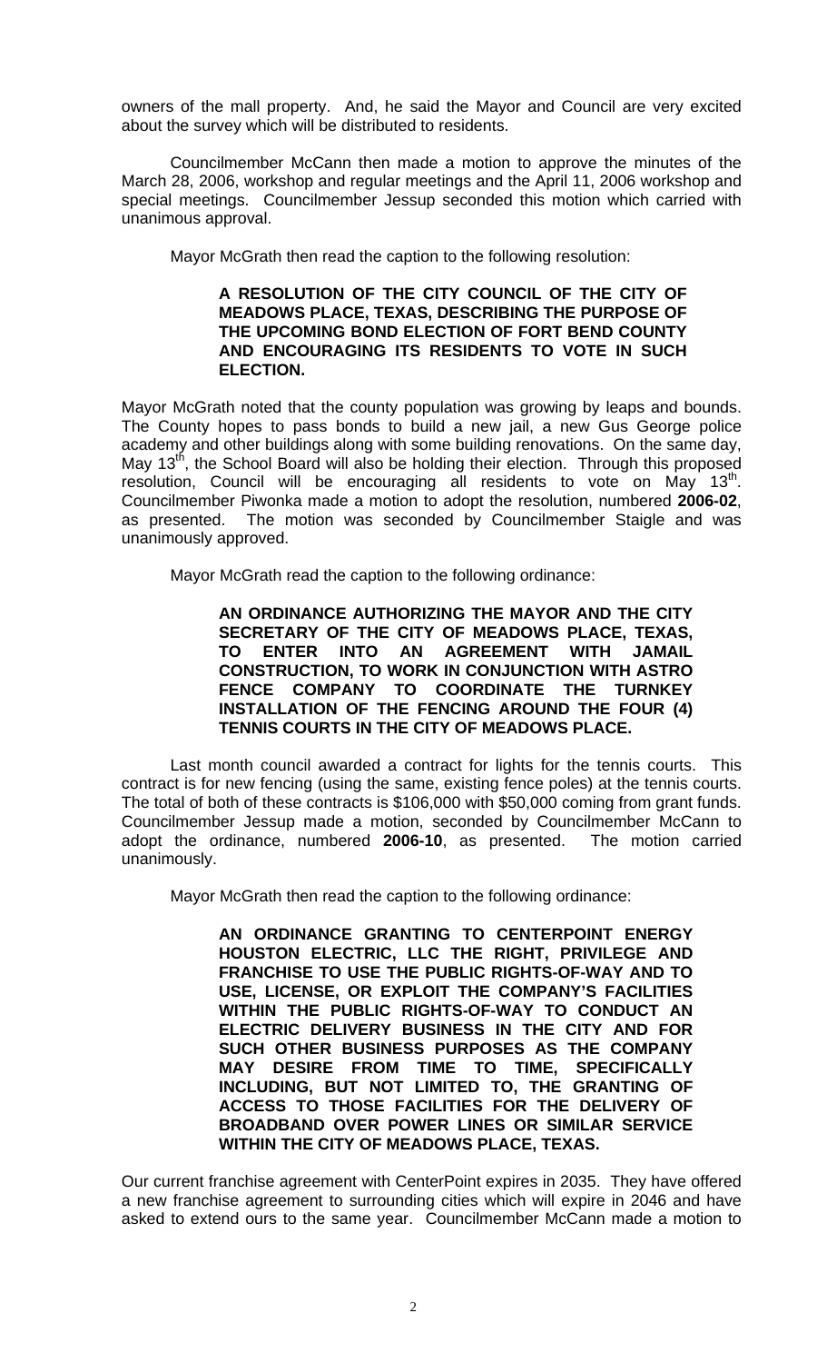owners of the mall property. And, he said the Mayor and Council are very excited about the survey which will be distributed to residents.

Councilmember McCann then made a motion to approve the minutes of the March 28, 2006, workshop and regular meetings and the April 11, 2006 workshop and special meetings. Councilmember Jessup seconded this motion which carried with unanimous approval.

Mayor McGrath then read the caption to the following resolution:

> **A RESOLUTION OF THE CITY COUNCIL OF THE CITY OF MEADOWS PLACE, TEXAS, DESCRIBING THE PURPOSE OF THE UPCOMING BOND ELECTION OF FORT BEND COUNTY AND ENCOURAGING ITS RESIDENTS TO VOTE IN SUCH ELECTION.**

Mayor McGrath noted that the county population was growing by leaps and bounds. The County hopes to pass bonds to build a new jail, a new Gus George police academy and other buildings along with some building renovations. On the same day, May 13th, the School Board will also be holding their election. Through this proposed resolution, Council will be encouraging all residents to vote on May 13th. Councilmember Piwonka made a motion to adopt the resolution, numbered **2006-02**, as presented. The motion was seconded by Councilmember Staigle and was unanimously approved.

Mayor McGrath read the caption to the following ordinance:

> **AN ORDINANCE AUTHORIZING THE MAYOR AND THE CITY SECRETARY OF THE CITY OF MEADOWS PLACE, TEXAS, TO ENTER INTO AN AGREEMENT WITH JAMAIL CONSTRUCTION, TO WORK IN CONJUNCTION WITH ASTRO FENCE COMPANY TO COORDINATE THE TURNKEY INSTALLATION OF THE FENCING AROUND THE FOUR (4) TENNIS COURTS IN THE CITY OF MEADOWS PLACE.**

Last month council awarded a contract for lights for the tennis courts. This contract is for new fencing (using the same, existing fence poles) at the tennis courts. The total of both of these contracts is $106,000 with $50,000 coming from grant funds. Councilmember Jessup made a motion, seconded by Councilmember McCann to adopt the ordinance, numbered **2006-10**, as presented. The motion carried unanimously.

Mayor McGrath then read the caption to the following ordinance:

> **AN ORDINANCE GRANTING TO CENTERPOINT ENERGY HOUSTON ELECTRIC, LLC THE RIGHT, PRIVILEGE AND FRANCHISE TO USE THE PUBLIC RIGHTS-OF-WAY AND TO USE, LICENSE, OR EXPLOIT THE COMPANY'S FACILITIES WITHIN THE PUBLIC RIGHTS-OF-WAY TO CONDUCT AN ELECTRIC DELIVERY BUSINESS IN THE CITY AND FOR SUCH OTHER BUSINESS PURPOSES AS THE COMPANY MAY DESIRE FROM TIME TO TIME, SPECIFICALLY INCLUDING, BUT NOT LIMITED TO, THE GRANTING OF ACCESS TO THOSE FACILITIES FOR THE DELIVERY OF BROADBAND OVER POWER LINES OR SIMILAR SERVICE WITHIN THE CITY OF MEADOWS PLACE, TEXAS.**

Our current franchise agreement with CenterPoint expires in 2035. They have offered a new franchise agreement to surrounding cities which will expire in 2046 and have asked to extend ours to the same year. Councilmember McCann made a motion to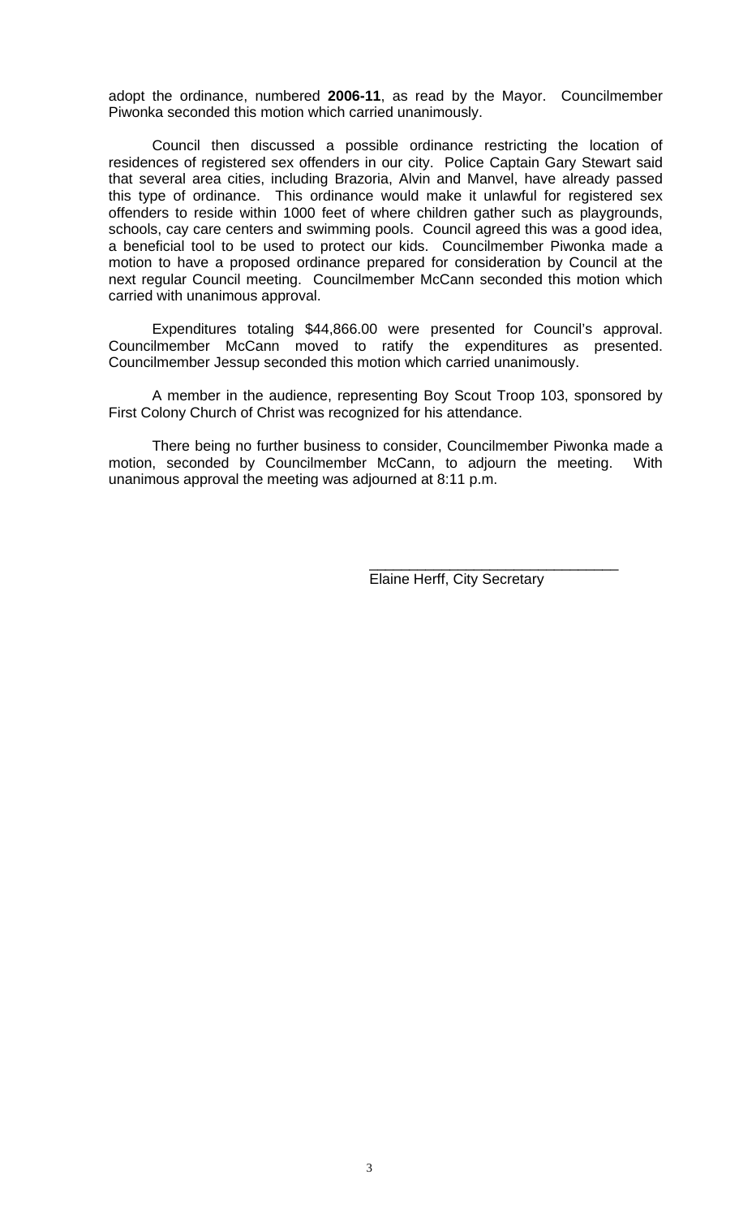adopt the ordinance, numbered **2006-11**, as read by the Mayor. Councilmember Piwonka seconded this motion which carried unanimously.

Council then discussed a possible ordinance restricting the location of residences of registered sex offenders in our city. Police Captain Gary Stewart said that several area cities, including Brazoria, Alvin and Manvel, have already passed this type of ordinance. This ordinance would make it unlawful for registered sex offenders to reside within 1000 feet of where children gather such as playgrounds, schools, cay care centers and swimming pools. Council agreed this was a good idea, a beneficial tool to be used to protect our kids. Councilmember Piwonka made a motion to have a proposed ordinance prepared for consideration by Council at the next regular Council meeting. Councilmember McCann seconded this motion which carried with unanimous approval.

Expenditures totaling $44,866.00 were presented for Council's approval. Councilmember McCann moved to ratify the expenditures as presented. Councilmember Jessup seconded this motion which carried unanimously.

A member in the audience, representing Boy Scout Troop 103, sponsored by First Colony Church of Christ was recognized for his attendance.

There being no further business to consider, Councilmember Piwonka made a motion, seconded by Councilmember McCann, to adjourn the meeting. With unanimous approval the meeting was adjourned at 8:11 p.m.

\_\_\_\_\_\_\_\_\_\_\_\_\_\_\_\_\_\_\_\_\_\_\_\_\_\_\_\_\_\_\_\_

Elaine Herff, City Secretary